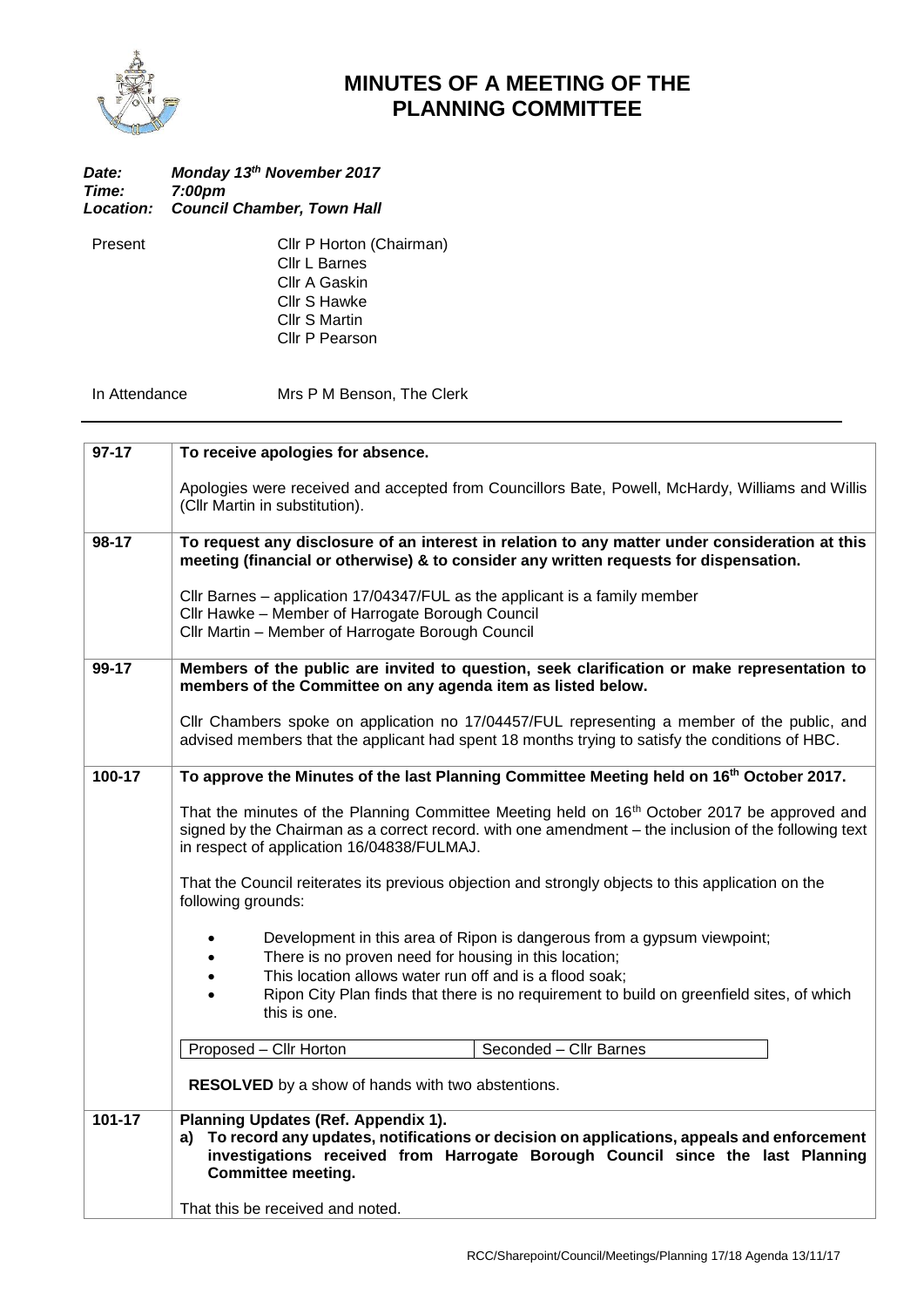# MINUTES OF A MEETING OF THE PLANNING COMMITTEE

***Date:*** ***Monday 13th November 2017***
***Time:*** ***7:00pm***
***Location:*** ***Council Chamber, Town Hall***

Present
Cllr P Horton (Chairman)
Cllr L Barnes
Cllr A Gaskin
Cllr S Hawke
Cllr S Martin
Cllr P Pearson

In Attendance
Mrs P M Benson, The Clerk

---

| | |
|---|---|
| **97-17** | **To receive apologies for absence.**<br><br>Apologies were received and accepted from Councillors Bate, Powell, McHardy, Williams and Willis (Cllr Martin in substitution). |
| **98-17** | **To request any disclosure of an interest in relation to any matter under consideration at this meeting (financial or otherwise) & to consider any written requests for dispensation.**<br><br>Cllr Barnes – application 17/04347/FUL as the applicant is a family member<br>Cllr Hawke – Member of Harrogate Borough Council<br>Cllr Martin – Member of Harrogate Borough Council |
| **99-17** | **Members of the public are invited to question, seek clarification or make representation to members of the Committee on any agenda item as listed below.**<br><br>Cllr Chambers spoke on application no 17/04457/FUL representing a member of the public, and advised members that the applicant had spent 18 months trying to satisfy the conditions of HBC. |
| **100-17** | **To approve the Minutes of the last Planning Committee Meeting held on 16th October 2017.**<br><br>That the minutes of the Planning Committee Meeting held on 16th October 2017 be approved and signed by the Chairman as a correct record. with one amendment – the inclusion of the following text in respect of application 16/04838/FULMAJ.<br><br>That the Council reiterates its previous objection and strongly objects to this application on the following grounds:<br><br>• Development in this area of Ripon is dangerous from a gypsum viewpoint;<br>• There is no proven need for housing in this location;<br>• This location allows water run off and is a flood soak;<br>• Ripon City Plan finds that there is no requirement to build on greenfield sites, of which this is one.<br><br>Proposed – Cllr Horton &#124; Seconded – Cllr Barnes<br><br>**RESOLVED** by a show of hands with two abstentions. |
| **101-17** | **Planning Updates (Ref. Appendix 1).**<br>**a) To record any updates, notifications or decision on applications, appeals and enforcement investigations received from Harrogate Borough Council since the last Planning Committee meeting.**<br><br>That this be received and noted. |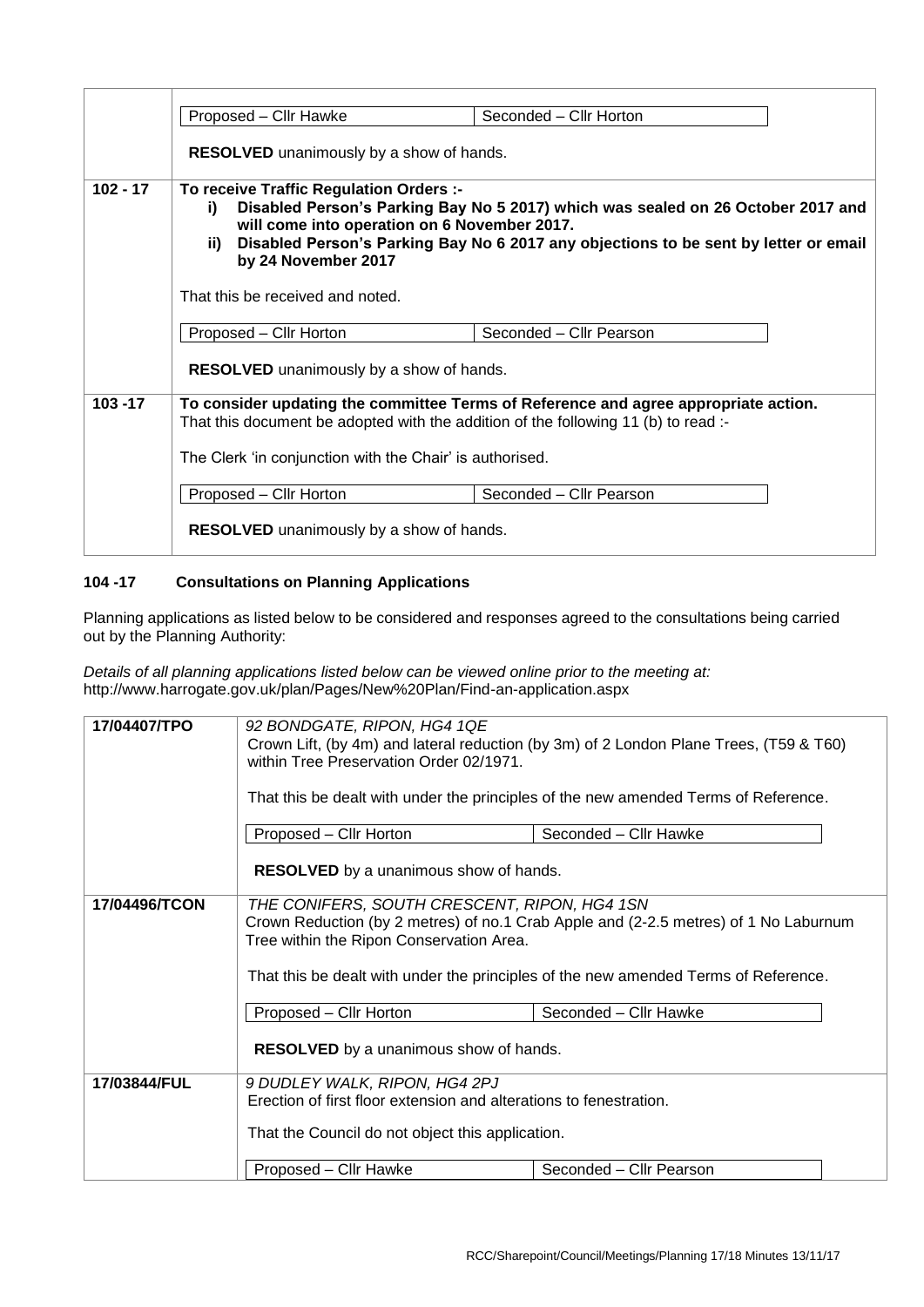| | |
|---|---|
| | Proposed – Cllr Hawke / Seconded – Cllr Horton<br><br>**RESOLVED** unanimously by a show of hands. |
| **102 - 17** | **To receive Traffic Regulation Orders :-**<br>**i) Disabled Person's Parking Bay No 5 2017) which was sealed on 26 October 2017 and will come into operation on 6 November 2017.**<br>**ii) Disabled Person's Parking Bay No 6 2017 any objections to be sent by letter or email by 24 November 2017**<br><br>That this be received and noted.<br><br>Proposed – Cllr Horton / Seconded – Cllr Pearson<br><br>**RESOLVED** unanimously by a show of hands. |
| **103 -17** | **To consider updating the committee Terms of Reference and agree appropriate action.**<br>That this document be adopted with the addition of the following 11 (b) to read :-<br><br>The Clerk 'in conjunction with the Chair' is authorised.<br><br>Proposed – Cllr Horton / Seconded – Cllr Pearson<br><br>**RESOLVED** unanimously by a show of hands. |

### 104 -17 Consultations on Planning Applications

Planning applications as listed below to be considered and responses agreed to the consultations being carried out by the Planning Authority:

*Details of all planning applications listed below can be viewed online prior to the meeting at:*
http://www.harrogate.gov.uk/plan/Pages/New%20Plan/Find-an-application.aspx

| | |
|---|---|
| **17/04407/TPO** | *92 BONDGATE, RIPON, HG4 1QE*<br>Crown Lift, (by 4m) and lateral reduction (by 3m) of 2 London Plane Trees, (T59 & T60) within Tree Preservation Order 02/1971.<br><br>That this be dealt with under the principles of the new amended Terms of Reference.<br><br>Proposed – Cllr Horton / Seconded – Cllr Hawke<br><br>**RESOLVED** by a unanimous show of hands. |
| **17/04496/TCON** | *THE CONIFERS, SOUTH CRESCENT, RIPON, HG4 1SN*<br>Crown Reduction (by 2 metres) of no.1 Crab Apple and (2-2.5 metres) of 1 No Laburnum Tree within the Ripon Conservation Area.<br><br>That this be dealt with under the principles of the new amended Terms of Reference.<br><br>Proposed – Cllr Horton / Seconded – Cllr Hawke<br><br>**RESOLVED** by a unanimous show of hands. |
| **17/03844/FUL** | *9 DUDLEY WALK, RIPON, HG4 2PJ*<br>Erection of first floor extension and alterations to fenestration.<br><br>That the Council do not object this application.<br><br>Proposed – Cllr Hawke / Seconded – Cllr Pearson |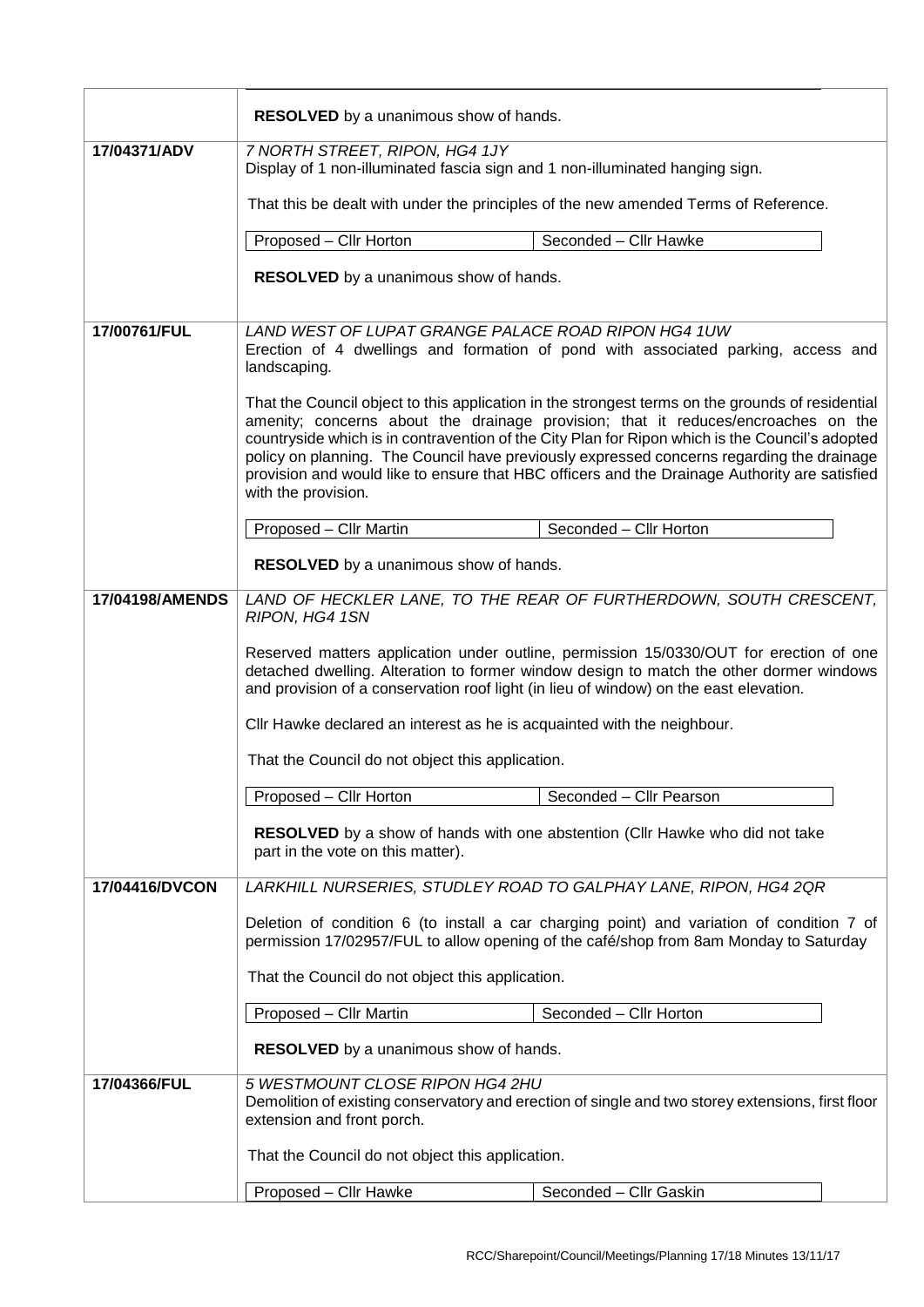| | |
|---|---|
| | **RESOLVED** by a unanimous show of hands. |
| **17/04371/ADV** | *7 NORTH STREET, RIPON, HG4 1JY*<br>Display of 1 non-illuminated fascia sign and 1 non-illuminated hanging sign.<br><br>That this be dealt with under the principles of the new amended Terms of Reference.<br><br>Proposed – Cllr Horton &#124; Seconded – Cllr Hawke<br><br>**RESOLVED** by a unanimous show of hands. |
| **17/00761/FUL** | *LAND WEST OF LUPAT GRANGE PALACE ROAD RIPON HG4 1UW*<br>Erection of 4 dwellings and formation of pond with associated parking, access and landscaping.<br><br>That the Council object to this application in the strongest terms on the grounds of residential amenity; concerns about the drainage provision; that it reduces/encroaches on the countryside which is in contravention of the City Plan for Ripon which is the Council's adopted policy on planning. The Council have previously expressed concerns regarding the drainage provision and would like to ensure that HBC officers and the Drainage Authority are satisfied with the provision.<br><br>Proposed – Cllr Martin &#124; Seconded – Cllr Horton<br><br>**RESOLVED** by a unanimous show of hands. |
| **17/04198/AMENDS** | *LAND OF HECKLER LANE, TO THE REAR OF FURTHERDOWN, SOUTH CRESCENT, RIPON, HG4 1SN*<br><br>Reserved matters application under outline, permission 15/0330/OUT for erection of one detached dwelling. Alteration to former window design to match the other dormer windows and provision of a conservation roof light (in lieu of window) on the east elevation.<br><br>Cllr Hawke declared an interest as he is acquainted with the neighbour.<br><br>That the Council do not object this application.<br><br>Proposed – Cllr Horton &#124; Seconded – Cllr Pearson<br><br>**RESOLVED** by a show of hands with one abstention (Cllr Hawke who did not take part in the vote on this matter). |
| **17/04416/DVCON** | *LARKHILL NURSERIES, STUDLEY ROAD TO GALPHAY LANE, RIPON, HG4 2QR*<br><br>Deletion of condition 6 (to install a car charging point) and variation of condition 7 of permission 17/02957/FUL to allow opening of the café/shop from 8am Monday to Saturday<br><br>That the Council do not object this application.<br><br>Proposed – Cllr Martin &#124; Seconded – Cllr Horton<br><br>**RESOLVED** by a unanimous show of hands. |
| **17/04366/FUL** | *5 WESTMOUNT CLOSE RIPON HG4 2HU*<br>Demolition of existing conservatory and erection of single and two storey extensions, first floor extension and front porch.<br><br>That the Council do not object this application.<br><br>Proposed – Cllr Hawke &#124; Seconded – Cllr Gaskin |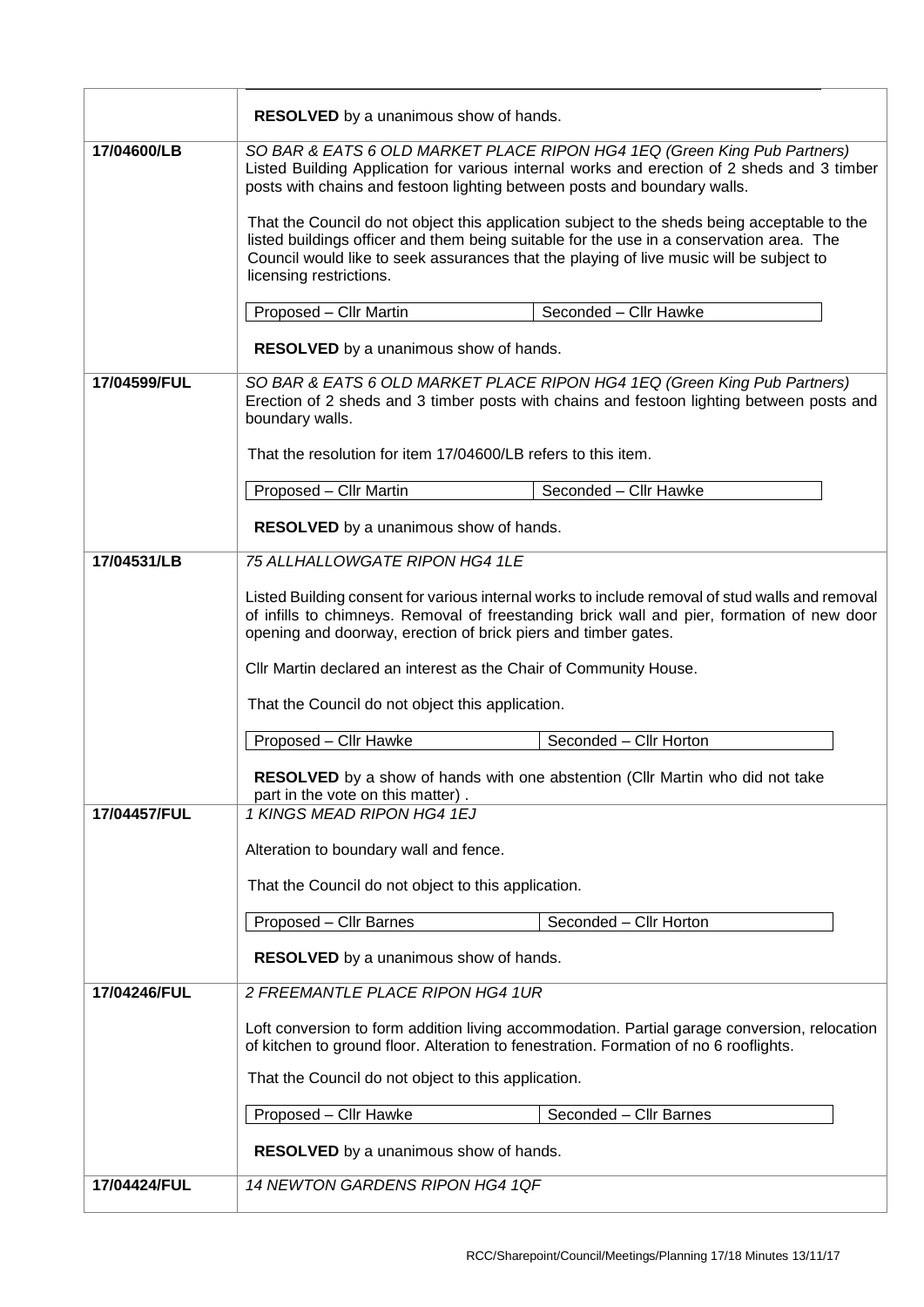| | |
|---|---|
| | **RESOLVED** by a unanimous show of hands. |
| **17/04600/LB** | *SO BAR & EATS 6 OLD MARKET PLACE RIPON HG4 1EQ (Green King Pub Partners)*<br>Listed Building Application for various internal works and erection of 2 sheds and 3 timber posts with chains and festoon lighting between posts and boundary walls.<br><br>That the Council do not object this application subject to the sheds being acceptable to the listed buildings officer and them being suitable for the use in a conservation area. The Council would like to seek assurances that the playing of live music will be subject to licensing restrictions.<br><br>Proposed – Cllr Martin / Seconded – Cllr Hawke<br><br>**RESOLVED** by a unanimous show of hands. |
| **17/04599/FUL** | *SO BAR & EATS 6 OLD MARKET PLACE RIPON HG4 1EQ (Green King Pub Partners)*<br>Erection of 2 sheds and 3 timber posts with chains and festoon lighting between posts and boundary walls.<br><br>That the resolution for item 17/04600/LB refers to this item.<br><br>Proposed – Cllr Martin / Seconded – Cllr Hawke<br><br>**RESOLVED** by a unanimous show of hands. |
| **17/04531/LB** | *75 ALLHALLOWGATE RIPON HG4 1LE*<br><br>Listed Building consent for various internal works to include removal of stud walls and removal of infills to chimneys. Removal of freestanding brick wall and pier, formation of new door opening and doorway, erection of brick piers and timber gates.<br><br>Cllr Martin declared an interest as the Chair of Community House.<br><br>That the Council do not object this application.<br><br>Proposed – Cllr Hawke / Seconded – Cllr Horton<br><br>**RESOLVED** by a show of hands with one abstention (Cllr Martin who did not take part in the vote on this matter) . |
| **17/04457/FUL** | *1 KINGS MEAD RIPON HG4 1EJ*<br><br>Alteration to boundary wall and fence.<br><br>That the Council do not object to this application.<br><br>Proposed – Cllr Barnes / Seconded – Cllr Horton<br><br>**RESOLVED** by a unanimous show of hands. |
| **17/04246/FUL** | *2 FREEMANTLE PLACE RIPON HG4 1UR*<br><br>Loft conversion to form addition living accommodation. Partial garage conversion, relocation of kitchen to ground floor. Alteration to fenestration. Formation of no 6 rooflights.<br><br>That the Council do not object to this application.<br><br>Proposed – Cllr Hawke / Seconded – Cllr Barnes<br><br>**RESOLVED** by a unanimous show of hands. |
| **17/04424/FUL** | *14 NEWTON GARDENS RIPON HG4 1QF* |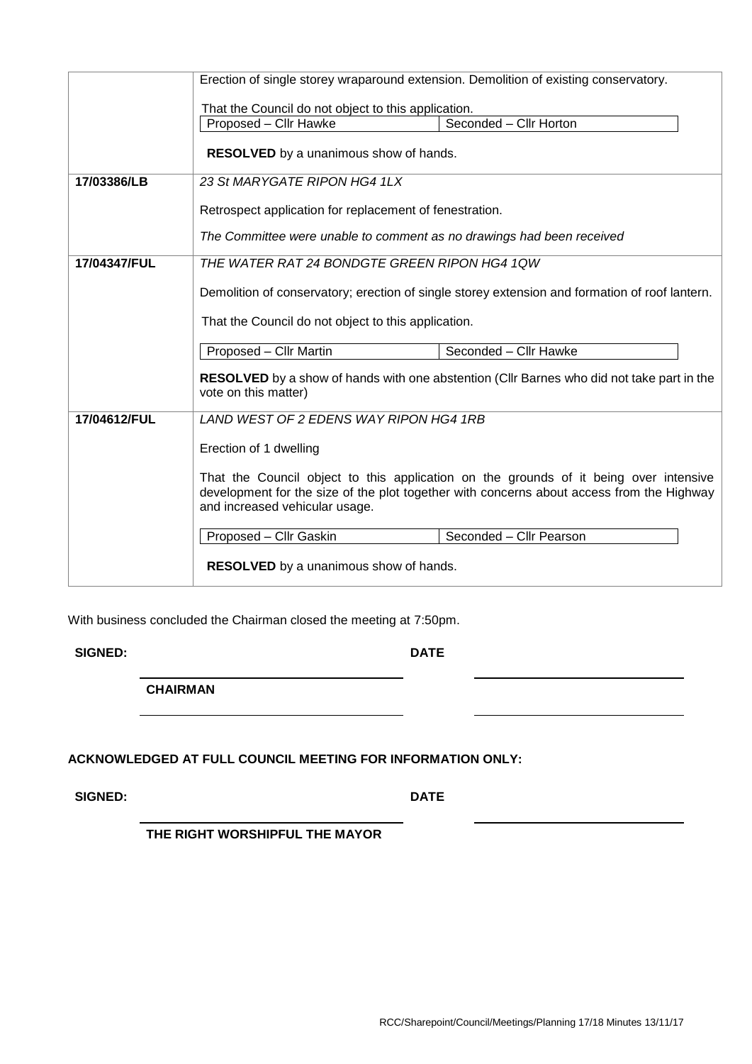| | |
|---|---|
| | Erection of single storey wraparound extension. Demolition of existing conservatory.<br><br>That the Council do not object to this application.<br>Proposed – Cllr Hawke / Seconded – Cllr Horton<br><br>**RESOLVED** by a unanimous show of hands. |
| **17/03386/LB** | *23 St MARYGATE RIPON HG4 1LX*<br><br>Retrospect application for replacement of fenestration.<br><br>*The Committee were unable to comment as no drawings had been received* |
| **17/04347/FUL** | *THE WATER RAT 24 BONDGTE GREEN RIPON HG4 1QW*<br><br>Demolition of conservatory; erection of single storey extension and formation of roof lantern.<br><br>That the Council do not object to this application.<br><br>Proposed – Cllr Martin / Seconded – Cllr Hawke<br><br>**RESOLVED** by a show of hands with one abstention (Cllr Barnes who did not take part in the vote on this matter) |
| **17/04612/FUL** | *LAND WEST OF 2 EDENS WAY RIPON HG4 1RB*<br><br>Erection of 1 dwelling<br><br>That the Council object to this application on the grounds of it being over intensive development for the size of the plot together with concerns about access from the Highway and increased vehicular usage.<br><br>Proposed – Cllr Gaskin / Seconded – Cllr Pearson<br><br>**RESOLVED** by a unanimous show of hands. |

With business concluded the Chairman closed the meeting at 7:50pm.

**SIGNED:** \_\_\_\_\_\_\_\_\_\_\_\_\_\_\_\_\_\_\_\_ **DATE** \_\_\_\_\_\_\_\_\_\_\_\_\_\_\_\_\_\_\_\_

**CHAIRMAN**

**ACKNOWLEDGED AT FULL COUNCIL MEETING FOR INFORMATION ONLY:**

**SIGNED:** \_\_\_\_\_\_\_\_\_\_\_\_\_\_\_\_\_\_\_\_ **DATE** \_\_\_\_\_\_\_\_\_\_\_\_\_\_\_\_\_\_\_\_

**THE RIGHT WORSHIPFUL THE MAYOR**